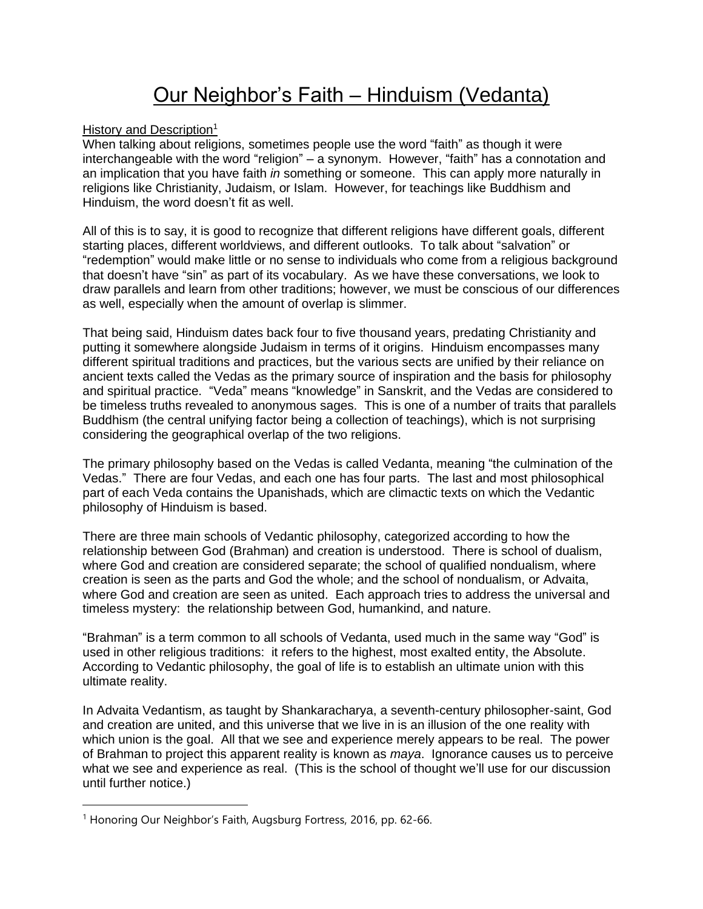# Our Neighbor's Faith – Hinduism (Vedanta)

History and Description[1]

When talking about religions, sometimes people use the word "faith" as though it were interchangeable with the word "religion" – a synonym. However, "faith" has a connotation and an implication that you have faith *in* something or someone. This can apply more naturally in religions like Christianity, Judaism, or Islam. However, for teachings like Buddhism and Hinduism, the word doesn't fit as well.

All of this is to say, it is good to recognize that different religions have different goals, different starting places, different worldviews, and different outlooks. To talk about "salvation" or "redemption" would make little or no sense to individuals who come from a religious background that doesn't have "sin" as part of its vocabulary. As we have these conversations, we look to draw parallels and learn from other traditions; however, we must be conscious of our differences as well, especially when the amount of overlap is slimmer.

That being said, Hinduism dates back four to five thousand years, predating Christianity and putting it somewhere alongside Judaism in terms of it origins. Hinduism encompasses many different spiritual traditions and practices, but the various sects are unified by their reliance on ancient texts called the Vedas as the primary source of inspiration and the basis for philosophy and spiritual practice. "Veda" means "knowledge" in Sanskrit, and the Vedas are considered to be timeless truths revealed to anonymous sages. This is one of a number of traits that parallels Buddhism (the central unifying factor being a collection of teachings), which is not surprising considering the geographical overlap of the two religions.

The primary philosophy based on the Vedas is called Vedanta, meaning "the culmination of the Vedas." There are four Vedas, and each one has four parts. The last and most philosophical part of each Veda contains the Upanishads, which are climactic texts on which the Vedantic philosophy of Hinduism is based.

There are three main schools of Vedantic philosophy, categorized according to how the relationship between God (Brahman) and creation is understood. There is school of dualism, where God and creation are considered separate; the school of qualified nondualism, where creation is seen as the parts and God the whole; and the school of nondualism, or Advaita, where God and creation are seen as united. Each approach tries to address the universal and timeless mystery: the relationship between God, humankind, and nature.

"Brahman" is a term common to all schools of Vedanta, used much in the same way "God" is used in other religious traditions: it refers to the highest, most exalted entity, the Absolute. According to Vedantic philosophy, the goal of life is to establish an ultimate union with this ultimate reality.

In Advaita Vedantism, as taught by Shankaracharya, a seventh-century philosopher-saint, God and creation are united, and this universe that we live in is an illusion of the one reality with which union is the goal. All that we see and experience merely appears to be real. The power of Brahman to project this apparent reality is known as *maya*. Ignorance causes us to perceive what we see and experience as real. (This is the school of thought we'll use for our discussion until further notice.)

---

[1] Honoring Our Neighbor's Faith, Augsburg Fortress, 2016, pp. 62-66.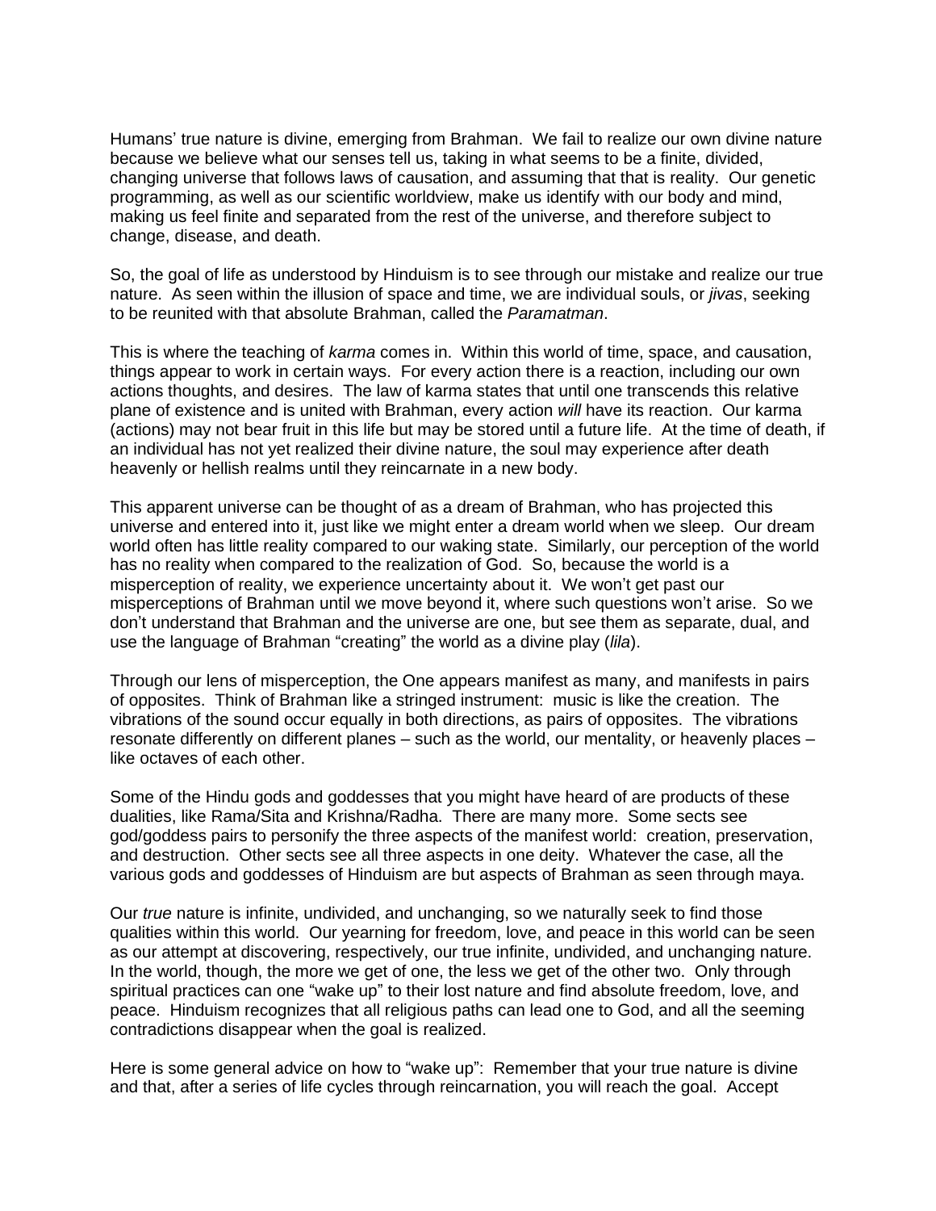Humans' true nature is divine, emerging from Brahman. We fail to realize our own divine nature because we believe what our senses tell us, taking in what seems to be a finite, divided, changing universe that follows laws of causation, and assuming that that is reality. Our genetic programming, as well as our scientific worldview, make us identify with our body and mind, making us feel finite and separated from the rest of the universe, and therefore subject to change, disease, and death.

So, the goal of life as understood by Hinduism is to see through our mistake and realize our true nature. As seen within the illusion of space and time, we are individual souls, or *jivas*, seeking to be reunited with that absolute Brahman, called the *Paramatman*.

This is where the teaching of *karma* comes in. Within this world of time, space, and causation, things appear to work in certain ways. For every action there is a reaction, including our own actions thoughts, and desires. The law of karma states that until one transcends this relative plane of existence and is united with Brahman, every action *will* have its reaction. Our karma (actions) may not bear fruit in this life but may be stored until a future life. At the time of death, if an individual has not yet realized their divine nature, the soul may experience after death heavenly or hellish realms until they reincarnate in a new body.

This apparent universe can be thought of as a dream of Brahman, who has projected this universe and entered into it, just like we might enter a dream world when we sleep. Our dream world often has little reality compared to our waking state. Similarly, our perception of the world has no reality when compared to the realization of God. So, because the world is a misperception of reality, we experience uncertainty about it. We won't get past our misperceptions of Brahman until we move beyond it, where such questions won't arise. So we don't understand that Brahman and the universe are one, but see them as separate, dual, and use the language of Brahman "creating" the world as a divine play (*lila*).

Through our lens of misperception, the One appears manifest as many, and manifests in pairs of opposites. Think of Brahman like a stringed instrument: music is like the creation. The vibrations of the sound occur equally in both directions, as pairs of opposites. The vibrations resonate differently on different planes – such as the world, our mentality, or heavenly places – like octaves of each other.

Some of the Hindu gods and goddesses that you might have heard of are products of these dualities, like Rama/Sita and Krishna/Radha. There are many more. Some sects see god/goddess pairs to personify the three aspects of the manifest world: creation, preservation, and destruction. Other sects see all three aspects in one deity. Whatever the case, all the various gods and goddesses of Hinduism are but aspects of Brahman as seen through maya.

Our *true* nature is infinite, undivided, and unchanging, so we naturally seek to find those qualities within this world. Our yearning for freedom, love, and peace in this world can be seen as our attempt at discovering, respectively, our true infinite, undivided, and unchanging nature. In the world, though, the more we get of one, the less we get of the other two. Only through spiritual practices can one "wake up" to their lost nature and find absolute freedom, love, and peace. Hinduism recognizes that all religious paths can lead one to God, and all the seeming contradictions disappear when the goal is realized.

Here is some general advice on how to "wake up": Remember that your true nature is divine and that, after a series of life cycles through reincarnation, you will reach the goal. Accept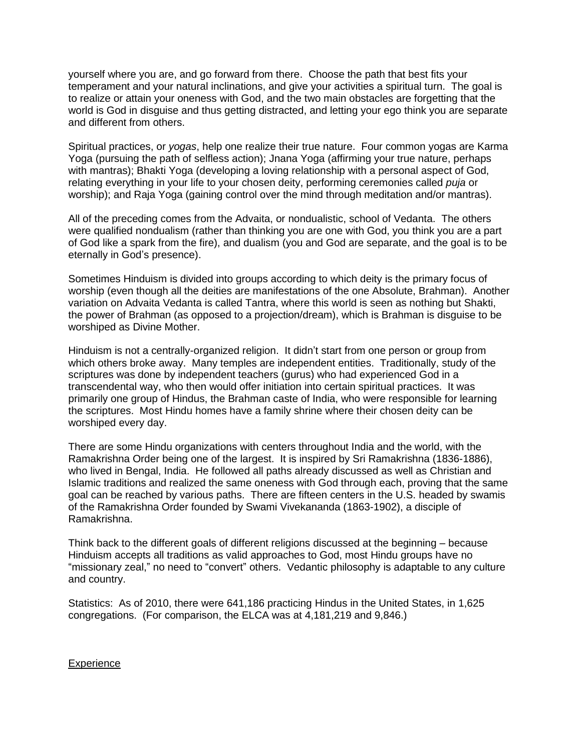yourself where you are, and go forward from there. Choose the path that best fits your temperament and your natural inclinations, and give your activities a spiritual turn. The goal is to realize or attain your oneness with God, and the two main obstacles are forgetting that the world is God in disguise and thus getting distracted, and letting your ego think you are separate and different from others.

Spiritual practices, or *yogas*, help one realize their true nature. Four common yogas are Karma Yoga (pursuing the path of selfless action); Jnana Yoga (affirming your true nature, perhaps with mantras); Bhakti Yoga (developing a loving relationship with a personal aspect of God, relating everything in your life to your chosen deity, performing ceremonies called *puja* or worship); and Raja Yoga (gaining control over the mind through meditation and/or mantras).

All of the preceding comes from the Advaita, or nondualistic, school of Vedanta. The others were qualified nondualism (rather than thinking you are one with God, you think you are a part of God like a spark from the fire), and dualism (you and God are separate, and the goal is to be eternally in God's presence).

Sometimes Hinduism is divided into groups according to which deity is the primary focus of worship (even though all the deities are manifestations of the one Absolute, Brahman). Another variation on Advaita Vedanta is called Tantra, where this world is seen as nothing but Shakti, the power of Brahman (as opposed to a projection/dream), which is Brahman is disguise to be worshiped as Divine Mother.

Hinduism is not a centrally-organized religion. It didn't start from one person or group from which others broke away. Many temples are independent entities. Traditionally, study of the scriptures was done by independent teachers (gurus) who had experienced God in a transcendental way, who then would offer initiation into certain spiritual practices. It was primarily one group of Hindus, the Brahman caste of India, who were responsible for learning the scriptures. Most Hindu homes have a family shrine where their chosen deity can be worshiped every day.

There are some Hindu organizations with centers throughout India and the world, with the Ramakrishna Order being one of the largest. It is inspired by Sri Ramakrishna (1836-1886), who lived in Bengal, India. He followed all paths already discussed as well as Christian and Islamic traditions and realized the same oneness with God through each, proving that the same goal can be reached by various paths. There are fifteen centers in the U.S. headed by swamis of the Ramakrishna Order founded by Swami Vivekananda (1863-1902), a disciple of Ramakrishna.

Think back to the different goals of different religions discussed at the beginning – because Hinduism accepts all traditions as valid approaches to God, most Hindu groups have no "missionary zeal," no need to "convert" others. Vedantic philosophy is adaptable to any culture and country.

Statistics: As of 2010, there were 641,186 practicing Hindus in the United States, in 1,625 congregations. (For comparison, the ELCA was at 4,181,219 and 9,846.)

<u>Experience</u>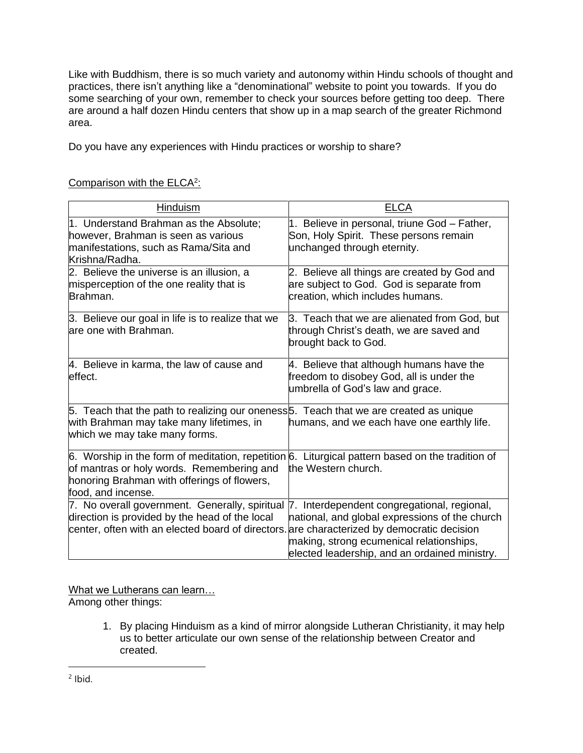Like with Buddhism, there is so much variety and autonomy within Hindu schools of thought and practices, there isn't anything like a "denominational" website to point you towards. If you do some searching of your own, remember to check your sources before getting too deep. There are around a half dozen Hindu centers that show up in a map search of the greater Richmond area.

Do you have any experiences with Hindu practices or worship to share?

Comparison with the ELCA[2]:

| Hinduism | ELCA |
|---|---|
| 1. Understand Brahman as the Absolute; however, Brahman is seen as various manifestations, such as Rama/Sita and Krishna/Radha. | 1. Believe in personal, triune God – Father, Son, Holy Spirit. These persons remain unchanged through eternity. |
| 2. Believe the universe is an illusion, a misperception of the one reality that is Brahman. | 2. Believe all things are created by God and are subject to God. God is separate from creation, which includes humans. |
| 3. Believe our goal in life is to realize that we are one with Brahman. | 3. Teach that we are alienated from God, but through Christ's death, we are saved and brought back to God. |
| 4. Believe in karma, the law of cause and effect. | 4. Believe that although humans have the freedom to disobey God, all is under the umbrella of God's law and grace. |
| 5. Teach that the path to realizing our oneness with Brahman may take many lifetimes, in which we may take many forms. | 5. Teach that we are created as unique humans, and we each have one earthly life. |
| 6. Worship in the form of meditation, repetition of mantras or holy words. Remembering and honoring Brahman with offerings of flowers, food, and incense. | 6. Liturgical pattern based on the tradition of the Western church. |
| 7. No overall government. Generally, spiritual direction is provided by the head of the local center, often with an elected board of directors. | 7. Interdependent congregational, regional, national, and global expressions of the church are characterized by democratic decision making, strong ecumenical relationships, elected leadership, and an ordained ministry. |

What we Lutherans can learn…
Among other things:

1. By placing Hinduism as a kind of mirror alongside Lutheran Christianity, it may help us to better articulate our own sense of the relationship between Creator and created.

[2] Ibid.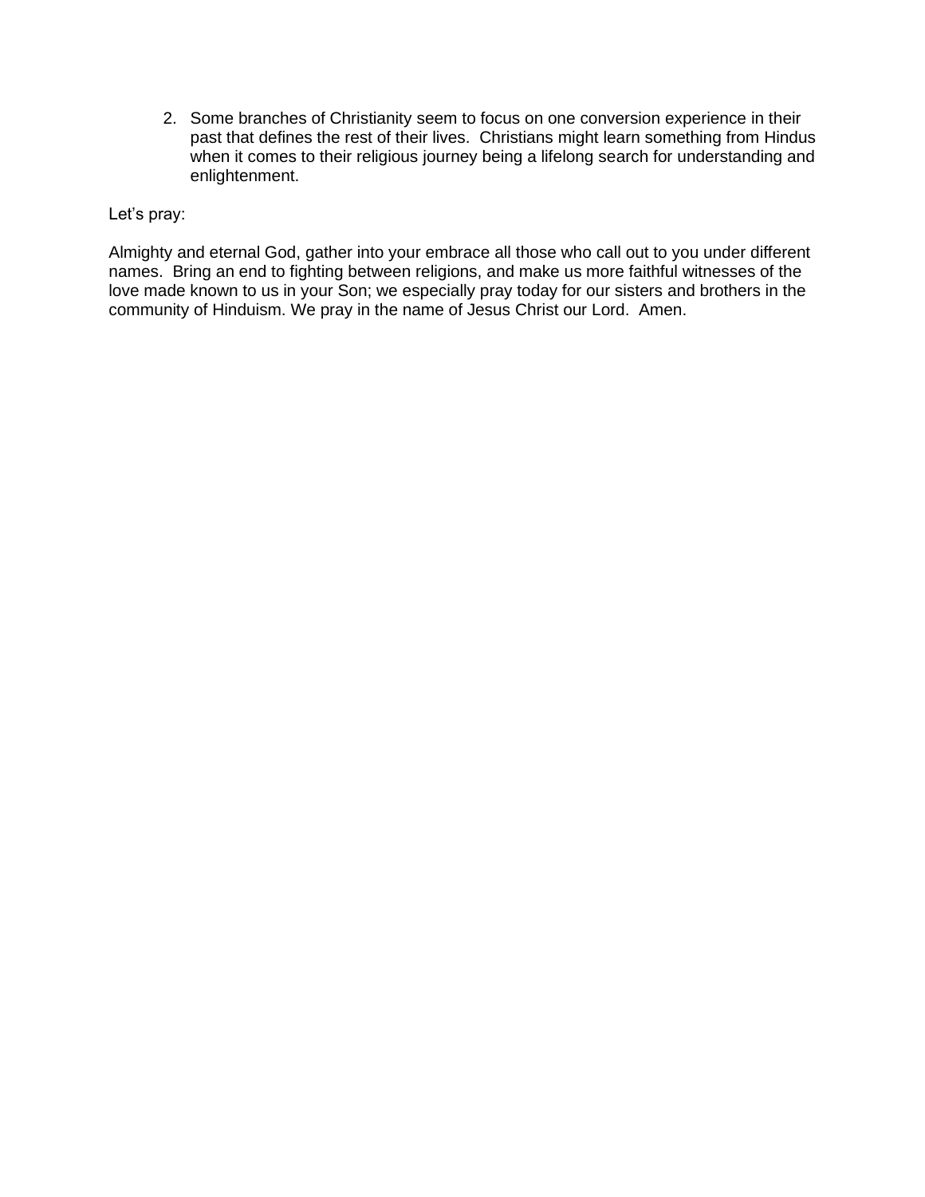2. Some branches of Christianity seem to focus on one conversion experience in their past that defines the rest of their lives. Christians might learn something from Hindus when it comes to their religious journey being a lifelong search for understanding and enlightenment.

Let's pray:

Almighty and eternal God, gather into your embrace all those who call out to you under different names. Bring an end to fighting between religions, and make us more faithful witnesses of the love made known to us in your Son; we especially pray today for our sisters and brothers in the community of Hinduism. We pray in the name of Jesus Christ our Lord. Amen.